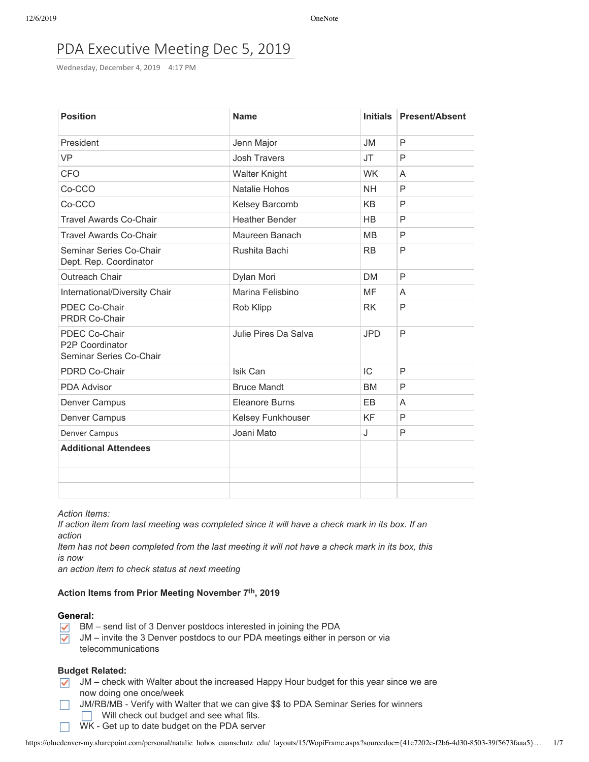# PDA Executive Meeting Dec 5, 2019

Wednesday, December 4, 2019 4:17 PM

| Position | Name | Initials | Present/Absent |
|---|---|---|---|
| President | Jenn Major | JM | P |
| VP | Josh Travers | JT | P |
| CFO | Walter Knight | WK | A |
| Co-CCO | Natalie Hohos | NH | P |
| Co-CCO | Kelsey Barcomb | KB | P |
| Travel Awards Co-Chair | Heather Bender | HB | P |
| Travel Awards Co-Chair | Maureen Banach | MB | P |
| Seminar Series Co-Chair<br>Dept. Rep. Coordinator | Rushita Bachi | RB | P |
| Outreach Chair | Dylan Mori | DM | P |
| International/Diversity Chair | Marina Felisbino | MF | A |
| PDEC Co-Chair<br>PRDR Co-Chair | Rob Klipp | RK | P |
| PDEC Co-Chair<br>P2P Coordinator<br>Seminar Series Co-Chair | Julie Pires Da Salva | JPD | P |
| PDRD Co-Chair | Isik Can | IC | P |
| PDA Advisor | Bruce Mandt | BM | P |
| Denver Campus | Eleanore Burns | EB | A |
| Denver Campus | Kelsey Funkhouser | KF | P |
| Denver Campus | Joani Mato | J | P |
| **Additional Attendees** | | | |
| | | | |
| | | | |

*Action Items:*
*If action item from last meeting was completed since it will have a check mark in its box. If an action*
*Item has not been completed from the last meeting it will not have a check mark in its box, this is now*
*an action item to check status at next meeting*

**Action Items from Prior Meeting November 7th, 2019**

**General:**

- [x] BM – send list of 3 Denver postdocs interested in joining the PDA
- [x] JM – invite the 3 Denver postdocs to our PDA meetings either in person or via telecommunications

**Budget Related:**

- [x] JM – check with Walter about the increased Happy Hour budget for this year since we are now doing one once/week
- [ ] JM/RB/MB - Verify with Walter that we can give $$ to PDA Seminar Series for winners
  - [ ] Will check out budget and see what fits.
- [ ] WK - Get up to date budget on the PDA server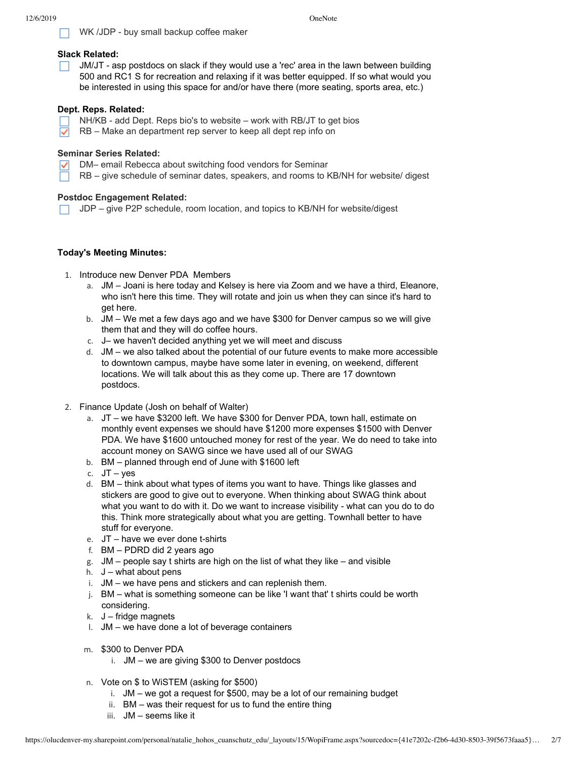- [ ] WK /JDP - buy small backup coffee maker

**Slack Related:**

- [ ] JM/JT - asp postdocs on slack if they would use a 'rec' area in the lawn between building 500 and RC1 S for recreation and relaxing if it was better equipped. If so what would you be interested in using this space for and/or have there (more seating, sports area, etc.)

**Dept. Reps. Related:**

- [ ] NH/KB - add Dept. Reps bio's to website – work with RB/JT to get bios
- [x] RB – Make an department rep server to keep all dept rep info on

**Seminar Series Related:**

- [x] DM– email Rebecca about switching food vendors for Seminar
- [ ] RB – give schedule of seminar dates, speakers, and rooms to KB/NH for website/ digest

**Postdoc Engagement Related:**

- [ ] JDP – give P2P schedule, room location, and topics to KB/NH for website/digest

**Today's Meeting Minutes:**

1. Introduce new Denver PDA Members
   a. JM – Joani is here today and Kelsey is here via Zoom and we have a third, Eleanore, who isn't here this time. They will rotate and join us when they can since it's hard to get here.
   b. JM – We met a few days ago and we have $300 for Denver campus so we will give them that and they will do coffee hours.
   c. J– we haven't decided anything yet we will meet and discuss
   d. JM – we also talked about the potential of our future events to make more accessible to downtown campus, maybe have some later in evening, on weekend, different locations. We will talk about this as they come up. There are 17 downtown postdocs.

2. Finance Update (Josh on behalf of Walter)
   a. JT – we have $3200 left. We have $300 for Denver PDA, town hall, estimate on monthly event expenses we should have $1200 more expenses $1500 with Denver PDA. We have $1600 untouched money for rest of the year. We do need to take into account money on SAWG since we have used all of our SWAG
   b. BM – planned through end of June with $1600 left
   c. JT – yes
   d. BM – think about what types of items you want to have. Things like glasses and stickers are good to give out to everyone. When thinking about SWAG think about what you want to do with it. Do we want to increase visibility - what can you do to do this. Think more strategically about what you are getting. Townhall better to have stuff for everyone.
   e. JT – have we ever done t-shirts
   f. BM – PDRD did 2 years ago
   g. JM – people say t shirts are high on the list of what they like – and visible
   h. J – what about pens
   i. JM – we have pens and stickers and can replenish them.
   j. BM – what is something someone can be like 'I want that' t shirts could be worth considering.
   k. J – fridge magnets
   l. JM – we have done a lot of beverage containers
   m. $300 to Denver PDA
      i. JM – we are giving $300 to Denver postdocs
   n. Vote on $ to WiSTEM (asking for $500)
      i. JM – we got a request for $500, may be a lot of our remaining budget
      ii. BM – was their request for us to fund the entire thing
      iii. JM – seems like it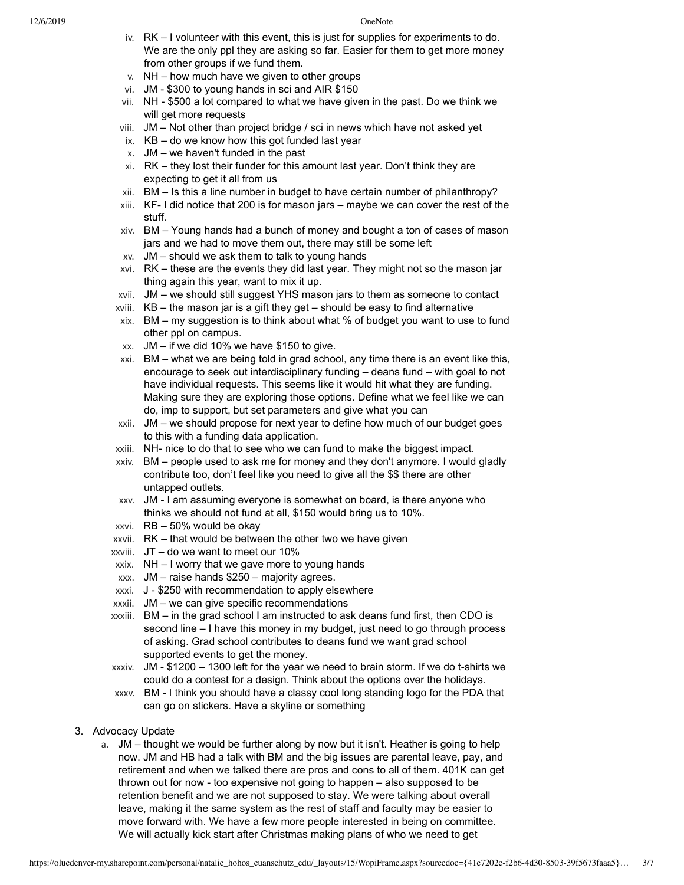iv. RK – I volunteer with this event, this is just for supplies for experiments to do. We are the only ppl they are asking so far. Easier for them to get more money from other groups if we fund them.
v. NH – how much have we given to other groups
vi. JM - $300 to young hands in sci and AIR $150
vii. NH - $500 a lot compared to what we have given in the past. Do we think we will get more requests
viii. JM – Not other than project bridge / sci in news which have not asked yet
ix. KB – do we know how this got funded last year
x. JM – we haven't funded in the past
xi. RK – they lost their funder for this amount last year. Don't think they are expecting to get it all from us
xii. BM – Is this a line number in budget to have certain number of philanthropy?
xiii. KF- I did notice that 200 is for mason jars – maybe we can cover the rest of the stuff.
xiv. BM – Young hands had a bunch of money and bought a ton of cases of mason jars and we had to move them out, there may still be some left
xv. JM – should we ask them to talk to young hands
xvi. RK – these are the events they did last year. They might not so the mason jar thing again this year, want to mix it up.
xvii. JM – we should still suggest YHS mason jars to them as someone to contact
xviii. KB – the mason jar is a gift they get – should be easy to find alternative
xix. BM – my suggestion is to think about what % of budget you want to use to fund other ppl on campus.
xx. JM – if we did 10% we have $150 to give.
xxi. BM – what we are being told in grad school, any time there is an event like this, encourage to seek out interdisciplinary funding – deans fund – with goal to not have individual requests. This seems like it would hit what they are funding. Making sure they are exploring those options. Define what we feel like we can do, imp to support, but set parameters and give what you can
xxii. JM – we should propose for next year to define how much of our budget goes to this with a funding data application.
xxiii. NH- nice to do that to see who we can fund to make the biggest impact.
xxiv. BM – people used to ask me for money and they don't anymore. I would gladly contribute too, don't feel like you need to give all the $$ there are other untapped outlets.
xxv. JM - I am assuming everyone is somewhat on board, is there anyone who thinks we should not fund at all, $150 would bring us to 10%.
xxvi. RB – 50% would be okay
xxvii. RK – that would be between the other two we have given
xxviii. JT – do we want to meet our 10%
xxix. NH – I worry that we gave more to young hands
xxx. JM – raise hands $250 – majority agrees.
xxxi. J - $250 with recommendation to apply elsewhere
xxxii. JM – we can give specific recommendations
xxxiii. BM – in the grad school I am instructed to ask deans fund first, then CDO is second line – I have this money in my budget, just need to go through process of asking. Grad school contributes to deans fund we want grad school supported events to get the money.
xxxiv. JM - $1200 – 1300 left for the year we need to brain storm. If we do t-shirts we could do a contest for a design. Think about the options over the holidays.
xxxv. BM - I think you should have a classy cool long standing logo for the PDA that can go on stickers. Have a skyline or something

3. Advocacy Update
   a. JM – thought we would be further along by now but it isn't. Heather is going to help now. JM and HB had a talk with BM and the big issues are parental leave, pay, and retirement and when we talked there are pros and cons to all of them. 401K can get thrown out for now - too expensive not going to happen – also supposed to be retention benefit and we are not supposed to stay. We were talking about overall leave, making it the same system as the rest of staff and faculty may be easier to move forward with. We have a few more people interested in being on committee. We will actually kick start after Christmas making plans of who we need to get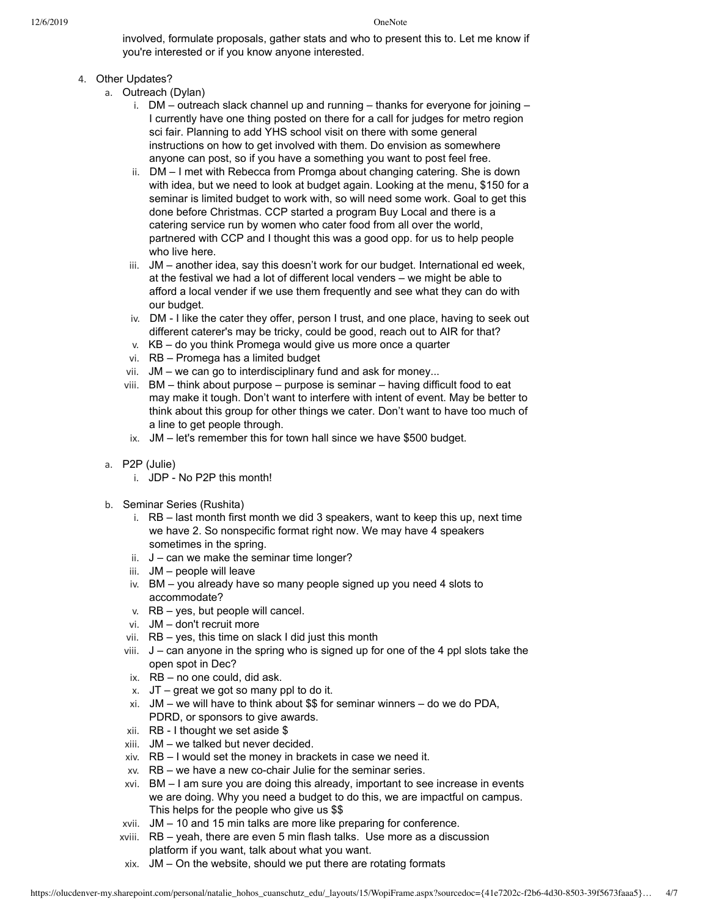involved, formulate proposals, gather stats and who to present this to. Let me know if you're interested or if you know anyone interested.

4. Other Updates?
   a. Outreach (Dylan)
      i. DM – outreach slack channel up and running – thanks for everyone for joining – I currently have one thing posted on there for a call for judges for metro region sci fair. Planning to add YHS school visit on there with some general instructions on how to get involved with them. Do envision as somewhere anyone can post, so if you have a something you want to post feel free.
      ii. DM – I met with Rebecca from Promga about changing catering. She is down with idea, but we need to look at budget again. Looking at the menu, $150 for a seminar is limited budget to work with, so will need some work. Goal to get this done before Christmas. CCP started a program Buy Local and there is a catering service run by women who cater food from all over the world, partnered with CCP and I thought this was a good opp. for us to help people who live here.
      iii. JM – another idea, say this doesn't work for our budget. International ed week, at the festival we had a lot of different local venders – we might be able to afford a local vender if we use them frequently and see what they can do with our budget.
      iv. DM - I like the cater they offer, person I trust, and one place, having to seek out different caterer's may be tricky, could be good, reach out to AIR for that?
      v. KB – do you think Promega would give us more once a quarter
      vi. RB – Promega has a limited budget
      vii. JM – we can go to interdisciplinary fund and ask for money...
      viii. BM – think about purpose – purpose is seminar – having difficult food to eat may make it tough. Don't want to interfere with intent of event. May be better to think about this group for other things we cater. Don't want to have too much of a line to get people through.
      ix. JM – let's remember this for town hall since we have $500 budget.

   a. P2P (Julie)
      i. JDP - No P2P this month!

   b. Seminar Series (Rushita)
      i. RB – last month first month we did 3 speakers, want to keep this up, next time we have 2. So nonspecific format right now. We may have 4 speakers sometimes in the spring.
      ii. J – can we make the seminar time longer?
      iii. JM – people will leave
      iv. BM – you already have so many people signed up you need 4 slots to accommodate?
      v. RB – yes, but people will cancel.
      vi. JM – don't recruit more
      vii. RB – yes, this time on slack I did just this month
      viii. J – can anyone in the spring who is signed up for one of the 4 ppl slots take the open spot in Dec?
      ix. RB – no one could, did ask.
      x. JT – great we got so many ppl to do it.
      xi. JM – we will have to think about $$ for seminar winners – do we do PDA, PDRD, or sponsors to give awards.
      xii. RB - I thought we set aside $
      xiii. JM – we talked but never decided.
      xiv. RB – I would set the money in brackets in case we need it.
      xv. RB – we have a new co-chair Julie for the seminar series.
      xvi. BM – I am sure you are doing this already, important to see increase in events we are doing. Why you need a budget to do this, we are impactful on campus. This helps for the people who give us $$
      xvii. JM – 10 and 15 min talks are more like preparing for conference.
      xviii. RB – yeah, there are even 5 min flash talks. Use more as a discussion platform if you want, talk about what you want.
      xix. JM – On the website, should we put there are rotating formats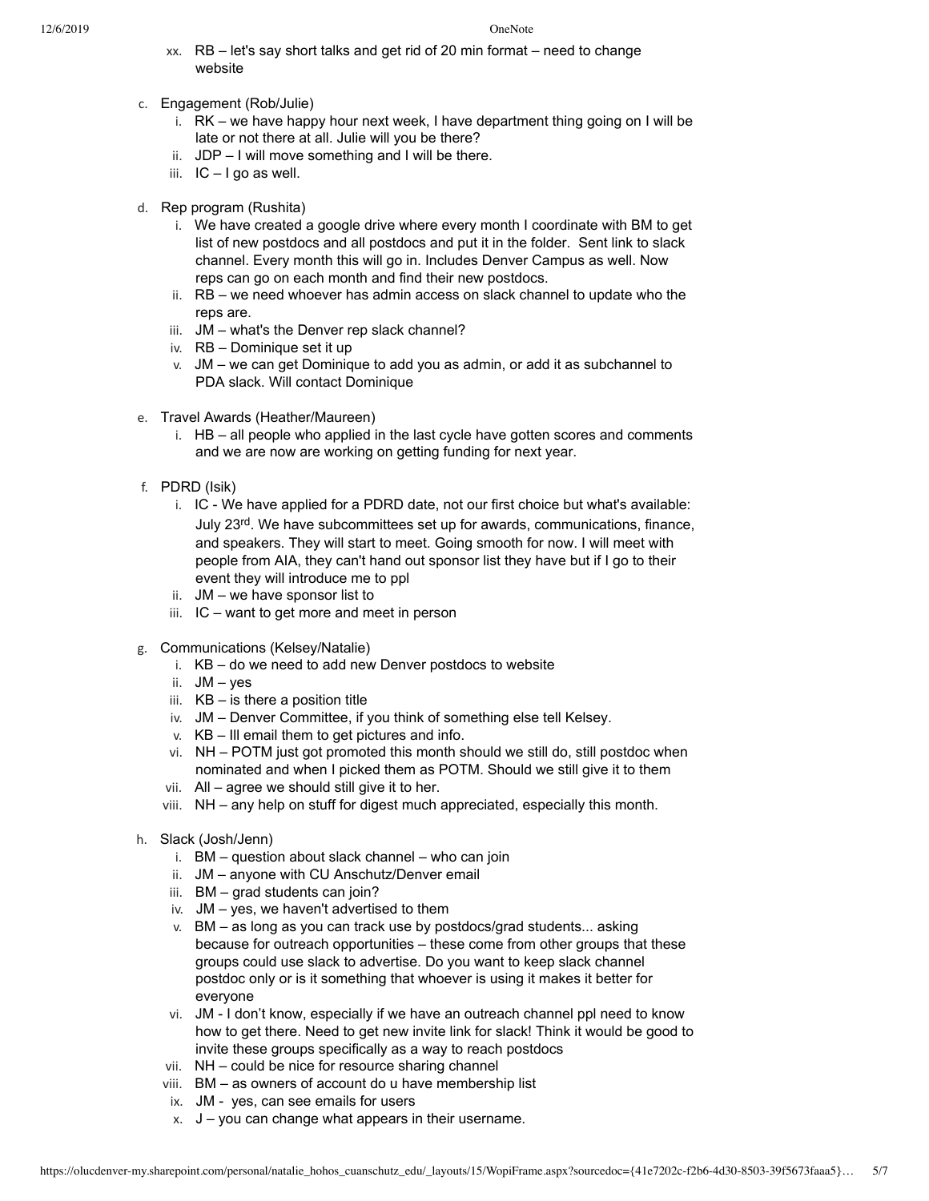xx. RB – let's say short talks and get rid of 20 min format – need to change website

c. Engagement (Rob/Julie)
   i. RK – we have happy hour next week, I have department thing going on I will be late or not there at all. Julie will you be there?
   ii. JDP – I will move something and I will be there.
   iii. IC – I go as well.

d. Rep program (Rushita)
   i. We have created a google drive where every month I coordinate with BM to get list of new postdocs and all postdocs and put it in the folder. Sent link to slack channel. Every month this will go in. Includes Denver Campus as well. Now reps can go on each month and find their new postdocs.
   ii. RB – we need whoever has admin access on slack channel to update who the reps are.
   iii. JM – what's the Denver rep slack channel?
   iv. RB – Dominique set it up
   v. JM – we can get Dominique to add you as admin, or add it as subchannel to PDA slack. Will contact Dominique

e. Travel Awards (Heather/Maureen)
   i. HB – all people who applied in the last cycle have gotten scores and comments and we are now are working on getting funding for next year.

f. PDRD (Isik)
   i. IC - We have applied for a PDRD date, not our first choice but what's available: July 23rd. We have subcommittees set up for awards, communications, finance, and speakers. They will start to meet. Going smooth for now. I will meet with people from AIA, they can't hand out sponsor list they have but if I go to their event they will introduce me to ppl
   ii. JM – we have sponsor list to
   iii. IC – want to get more and meet in person

g. Communications (Kelsey/Natalie)
   i. KB – do we need to add new Denver postdocs to website
   ii. JM – yes
   iii. KB – is there a position title
   iv. JM – Denver Committee, if you think of something else tell Kelsey.
   v. KB – Ill email them to get pictures and info.
   vi. NH – POTM just got promoted this month should we still do, still postdoc when nominated and when I picked them as POTM. Should we still give it to them
   vii. All – agree we should still give it to her.
   viii. NH – any help on stuff for digest much appreciated, especially this month.

h. Slack (Josh/Jenn)
   i. BM – question about slack channel – who can join
   ii. JM – anyone with CU Anschutz/Denver email
   iii. BM – grad students can join?
   iv. JM – yes, we haven't advertised to them
   v. BM – as long as you can track use by postdocs/grad students... asking because for outreach opportunities – these come from other groups that these groups could use slack to advertise. Do you want to keep slack channel postdoc only or is it something that whoever is using it makes it better for everyone
   vi. JM - I don't know, especially if we have an outreach channel ppl need to know how to get there. Need to get new invite link for slack! Think it would be good to invite these groups specifically as a way to reach postdocs
   vii. NH – could be nice for resource sharing channel
   viii. BM – as owners of account do u have membership list
   ix. JM - yes, can see emails for users
   x. J – you can change what appears in their username.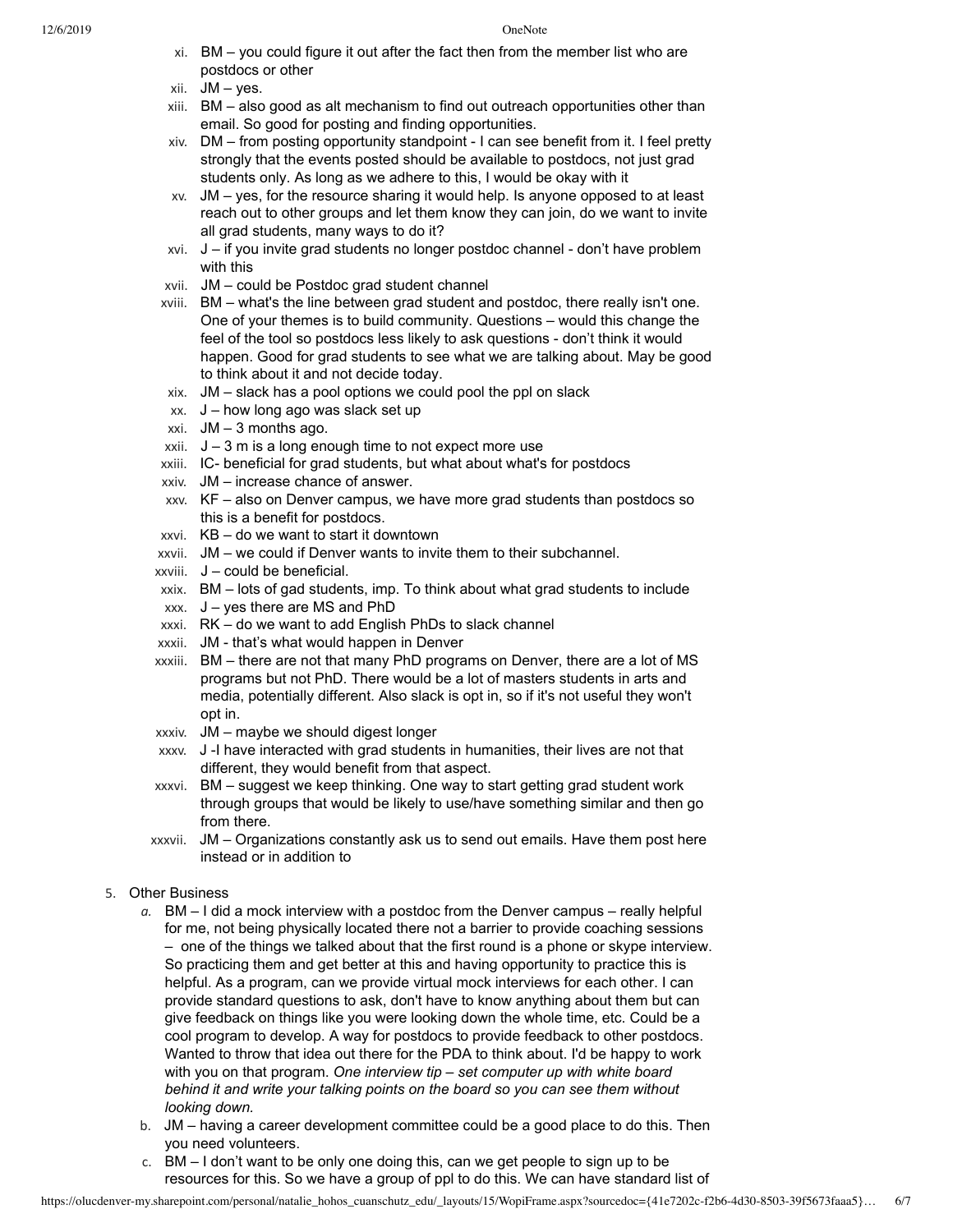xi. BM – you could figure it out after the fact then from the member list who are postdocs or other

xii. JM – yes.

xiii. BM – also good as alt mechanism to find out outreach opportunities other than email. So good for posting and finding opportunities.

xiv. DM – from posting opportunity standpoint - I can see benefit from it. I feel pretty strongly that the events posted should be available to postdocs, not just grad students only. As long as we adhere to this, I would be okay with it

xv. JM – yes, for the resource sharing it would help. Is anyone opposed to at least reach out to other groups and let them know they can join, do we want to invite all grad students, many ways to do it?

xvi. J – if you invite grad students no longer postdoc channel - don't have problem with this

xvii. JM – could be Postdoc grad student channel

xviii. BM – what's the line between grad student and postdoc, there really isn't one. One of your themes is to build community. Questions – would this change the feel of the tool so postdocs less likely to ask questions - don't think it would happen. Good for grad students to see what we are talking about. May be good to think about it and not decide today.

xix. JM – slack has a pool options we could pool the ppl on slack

xx. J – how long ago was slack set up

xxi. JM – 3 months ago.

xxii. J – 3 m is a long enough time to not expect more use

xxiii. IC- beneficial for grad students, but what about what's for postdocs

xxiv. JM – increase chance of answer.

xxv. KF – also on Denver campus, we have more grad students than postdocs so this is a benefit for postdocs.

xxvi. KB – do we want to start it downtown

xxvii. JM – we could if Denver wants to invite them to their subchannel.

xxviii. J – could be beneficial.

xxix. BM – lots of gad students, imp. To think about what grad students to include

xxx. J – yes there are MS and PhD

xxxi. RK – do we want to add English PhDs to slack channel

xxxii. JM - that's what would happen in Denver

xxxiii. BM – there are not that many PhD programs on Denver, there are a lot of MS programs but not PhD. There would be a lot of masters students in arts and media, potentially different. Also slack is opt in, so if it's not useful they won't opt in.

xxxiv. JM – maybe we should digest longer

xxxv. J -I have interacted with grad students in humanities, their lives are not that different, they would benefit from that aspect.

xxxvi. BM – suggest we keep thinking. One way to start getting grad student work through groups that would be likely to use/have something similar and then go from there.

xxxvii. JM – Organizations constantly ask us to send out emails. Have them post here instead or in addition to

5. Other Business
   a. BM – I did a mock interview with a postdoc from the Denver campus – really helpful for me, not being physically located there not a barrier to provide coaching sessions – one of the things we talked about that the first round is a phone or skype interview. So practicing them and get better at this and having opportunity to practice this is helpful. As a program, can we provide virtual mock interviews for each other. I can provide standard questions to ask, don't have to know anything about them but can give feedback on things like you were looking down the whole time, etc. Could be a cool program to develop. A way for postdocs to provide feedback to other postdocs. Wanted to throw that idea out there for the PDA to think about. I'd be happy to work with you on that program. *One interview tip – set computer up with white board behind it and write your talking points on the board so you can see them without looking down.*
   b. JM – having a career development committee could be a good place to do this. Then you need volunteers.
   c. BM – I don't want to be only one doing this, can we get people to sign up to be resources for this. So we have a group of ppl to do this. We can have standard list of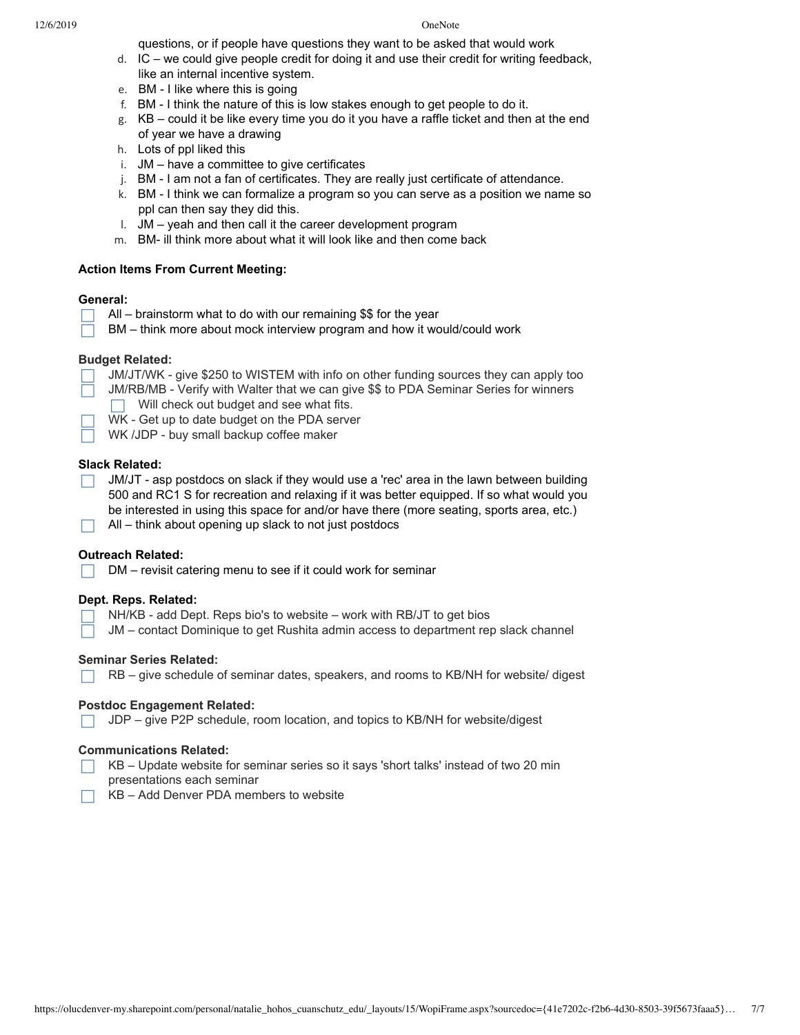questions, or if people have questions they want to be asked that would work

d. IC – we could give people credit for doing it and use their credit for writing feedback, like an internal incentive system.
e. BM - I like where this is going
f. BM - I think the nature of this is low stakes enough to get people to do it.
g. KB – could it be like every time you do it you have a raffle ticket and then at the end of year we have a drawing
h. Lots of ppl liked this
i. JM – have a committee to give certificates
j. BM - I am not a fan of certificates. They are really just certificate of attendance.
k. BM - I think we can formalize a program so you can serve as a position we name so ppl can then say they did this.
l. JM – yeah and then call it the career development program
m. BM- ill think more about what it will look like and then come back

**Action Items From Current Meeting:**

**General:**

- [ ] All – brainstorm what to do with our remaining $$ for the year
- [ ] BM – think more about mock interview program and how it would/could work

**Budget Related:**

- [ ] JM/JT/WK - give $250 to WISTEM with info on other funding sources they can apply too
- [ ] JM/RB/MB - Verify with Walter that we can give $$ to PDA Seminar Series for winners
  - [ ] Will check out budget and see what fits.
- [ ] WK - Get up to date budget on the PDA server
- [ ] WK /JDP - buy small backup coffee maker

**Slack Related:**

- [ ] JM/JT - asp postdocs on slack if they would use a 'rec' area in the lawn between building 500 and RC1 S for recreation and relaxing if it was better equipped. If so what would you be interested in using this space for and/or have there (more seating, sports area, etc.)
- [ ] All – think about opening up slack to not just postdocs

**Outreach Related:**

- [ ] DM – revisit catering menu to see if it could work for seminar

**Dept. Reps. Related:**

- [ ] NH/KB - add Dept. Reps bio's to website – work with RB/JT to get bios
- [ ] JM – contact Dominique to get Rushita admin access to department rep slack channel

**Seminar Series Related:**

- [ ] RB – give schedule of seminar dates, speakers, and rooms to KB/NH for website/ digest

**Postdoc Engagement Related:**

- [ ] JDP – give P2P schedule, room location, and topics to KB/NH for website/digest

**Communications Related:**

- [ ] KB – Update website for seminar series so it says 'short talks' instead of two 20 min presentations each seminar
- [ ] KB – Add Denver PDA members to website